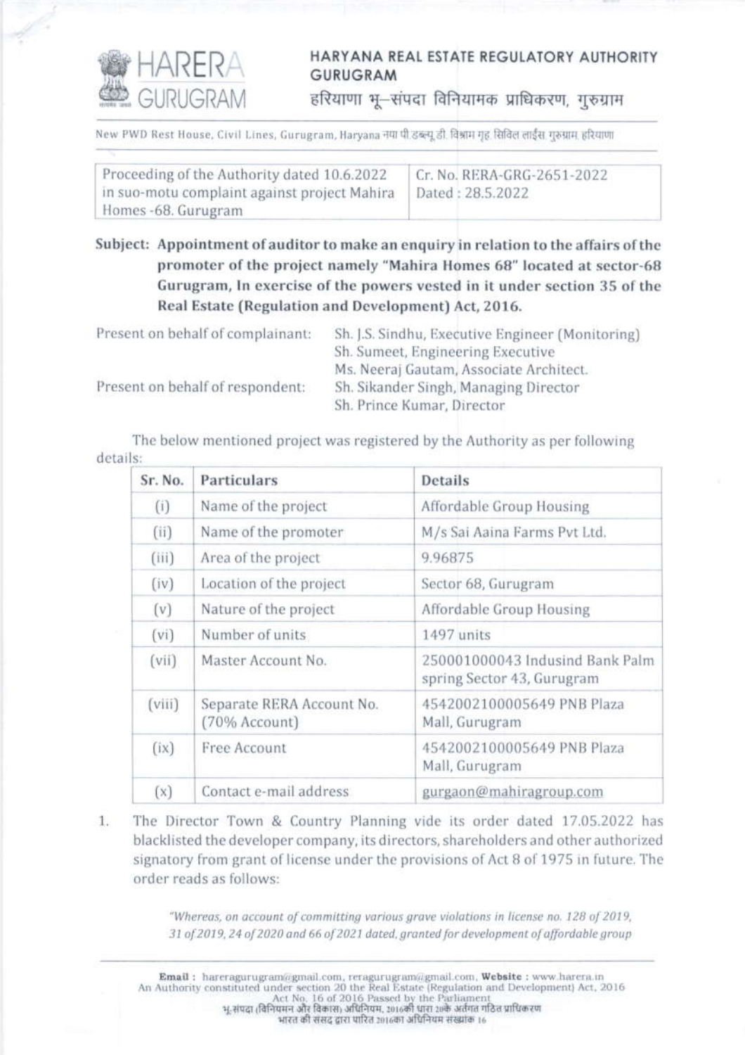# HARERA GURUGRAM

## HARYANA REAL ESTATE REGULATORY AUTHORITY GURUGRAM

## हरियाणा भू–संपदा विनियामक प्राधिकरण, गुरुग्राम

New PWD Rest House, Civil Lines, Gurugram, Haryana नया पी.डब्ल्यू.डी. विश्राम गृह, सिविल लाईंस, गुरुग्राम, हरियाणा

| Proceeding of the Authority dated 10.6.2022 in suo-motu complaint against project Mahira Homes -68. Gurugram | Cr. No. RERA-GRG-2651-2022 Dated : 28.5.2022 |
|---|---|

**Subject: Appointment of auditor to make an enquiry in relation to the affairs of the promoter of the project namely "Mahira Homes 68" located at sector-68 Gurugram, In exercise of the powers vested in it under section 35 of the Real Estate (Regulation and Development) Act, 2016.**

Present on behalf of complainant: Sh. J.S. Sindhu, Executive Engineer (Monitoring)
Sh. Sumeet, Engineering Executive
Ms. Neeraj Gautam, Associate Architect.

Present on behalf of respondent: Sh. Sikander Singh, Managing Director
Sh. Prince Kumar, Director

The below mentioned project was registered by the Authority as per following details:

| Sr. No. | Particulars | Details |
|---|---|---|
| (i) | Name of the project | Affordable Group Housing |
| (ii) | Name of the promoter | M/s Sai Aaina Farms Pvt Ltd. |
| (iii) | Area of the project | 9.96875 |
| (iv) | Location of the project | Sector 68, Gurugram |
| (v) | Nature of the project | Affordable Group Housing |
| (vi) | Number of units | 1497 units |
| (vii) | Master Account No. | 250001000043 Indusind Bank Palm spring Sector 43, Gurugram |
| (viii) | Separate RERA Account No. (70% Account) | 4542002100005649 PNB Plaza Mall, Gurugram |
| (ix) | Free Account | 4542002100005649 PNB Plaza Mall, Gurugram |
| (x) | Contact e-mail address | gurgaon@mahiragroup.com |

1. The Director Town & Country Planning vide its order dated 17.05.2022 has blacklisted the developer company, its directors, shareholders and other authorized signatory from grant of license under the provisions of Act 8 of 1975 in future. The order reads as follows:

> *"Whereas, on account of committing various grave violations in license no. 128 of 2019, 31 of 2019, 24 of 2020 and 66 of 2021 dated, granted for development of affordable group*

Email : hareragurugram@gmail.com, reragurugram@gmail.com, Website : www.harera.in
An Authority constituted under section 20 the Real Estate (Regulation and Development) Act, 2016
Act No. 16 of 2016 Passed by the Parliament
भू-संपदा (विनियमन और विकास) अधिनियम, 2016की धारा 20के अंतर्गत गठित प्राधिकरण
भारत की संसद द्वारा पारित 2016का अधिनियम संख्यांक 16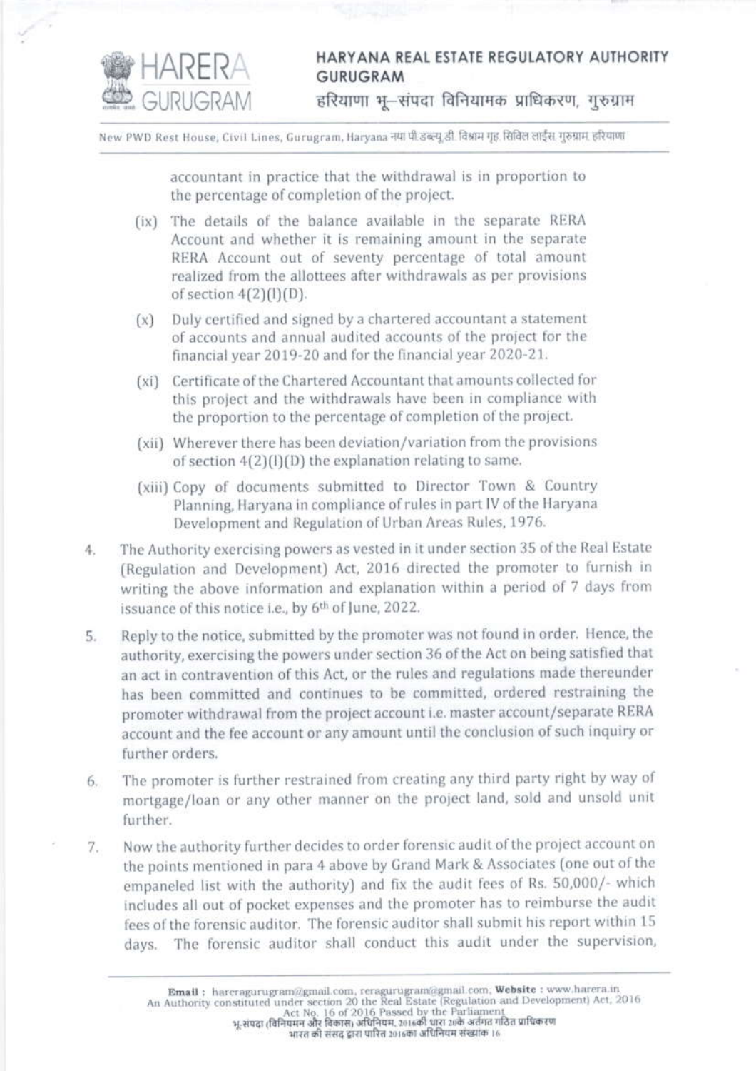accountant in practice that the withdrawal is in proportion to the percentage of completion of the project.

(ix) The details of the balance available in the separate RERA Account and whether it is remaining amount in the separate RERA Account out of seventy percentage of total amount realized from the allottees after withdrawals as per provisions of section 4(2)(l)(D).

(x) Duly certified and signed by a chartered accountant a statement of accounts and annual audited accounts of the project for the financial year 2019-20 and for the financial year 2020-21.

(xi) Certificate of the Chartered Accountant that amounts collected for this project and the withdrawals have been in compliance with the proportion to the percentage of completion of the project.

(xii) Wherever there has been deviation/variation from the provisions of section 4(2)(l)(D) the explanation relating to same.

(xiii) Copy of documents submitted to Director Town & Country Planning, Haryana in compliance of rules in part IV of the Haryana Development and Regulation of Urban Areas Rules, 1976.

4. The Authority exercising powers as vested in it under section 35 of the Real Estate (Regulation and Development) Act, 2016 directed the promoter to furnish in writing the above information and explanation within a period of 7 days from issuance of this notice i.e., by 6th of June, 2022.

5. Reply to the notice, submitted by the promoter was not found in order. Hence, the authority, exercising the powers under section 36 of the Act on being satisfied that an act in contravention of this Act, or the rules and regulations made thereunder has been committed and continues to be committed, ordered restraining the promoter withdrawal from the project account i.e. master account/separate RERA account and the fee account or any amount until the conclusion of such inquiry or further orders.

6. The promoter is further restrained from creating any third party right by way of mortgage/loan or any other manner on the project land, sold and unsold unit further.

7. Now the authority further decides to order forensic audit of the project account on the points mentioned in para 4 above by Grand Mark & Associates (one out of the empaneled list with the authority) and fix the audit fees of Rs. 50,000/- which includes all out of pocket expenses and the promoter has to reimburse the audit fees of the forensic auditor. The forensic auditor shall submit his report within 15 days. The forensic auditor shall conduct this audit under the supervision,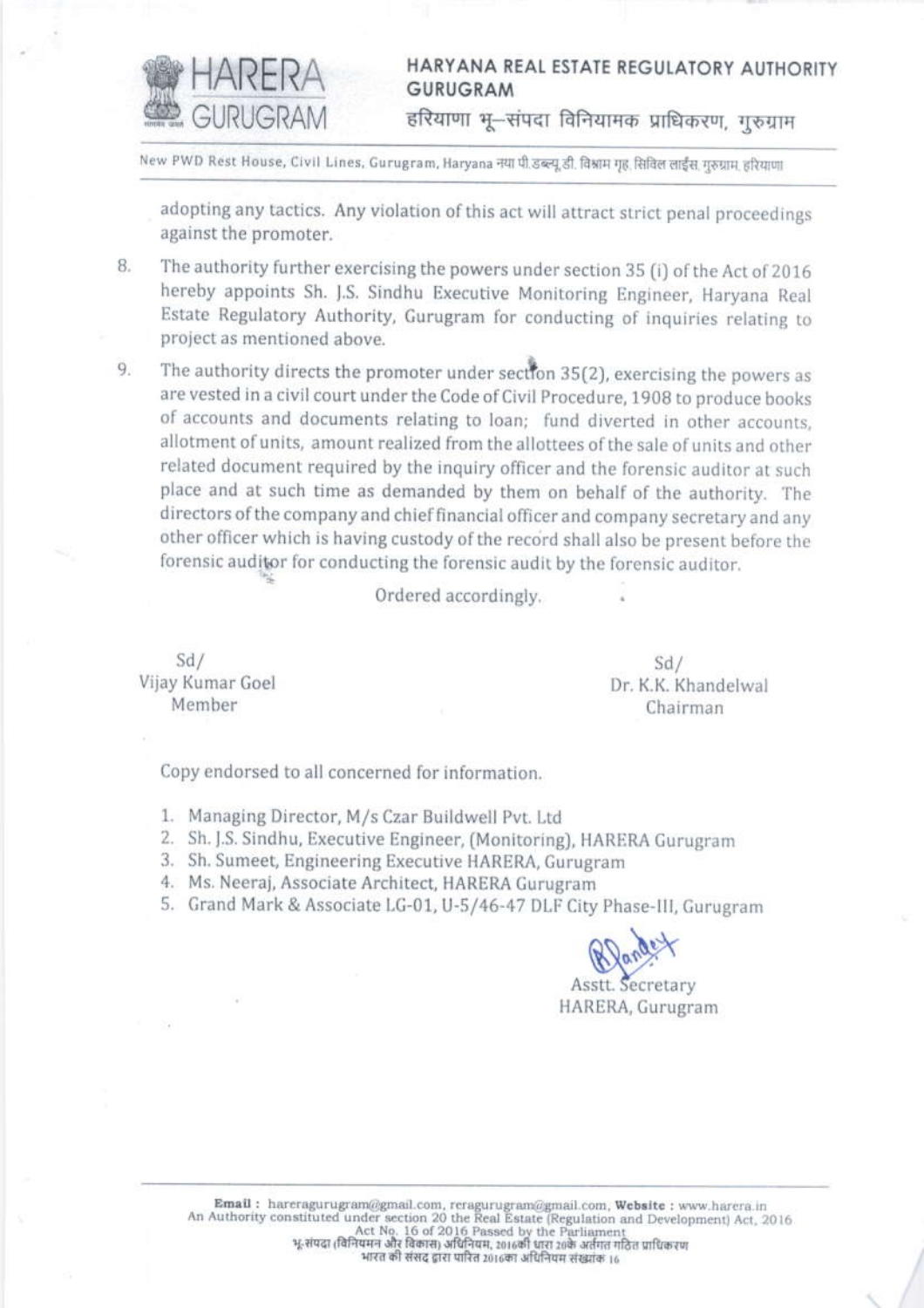adopting any tactics. Any violation of this act will attract strict penal proceedings against the promoter.

8. The authority further exercising the powers under section 35 (i) of the Act of 2016 hereby appoints Sh. J.S. Sindhu Executive Monitoring Engineer, Haryana Real Estate Regulatory Authority, Gurugram for conducting of inquiries relating to project as mentioned above.

9. The authority directs the promoter under section 35(2), exercising the powers as are vested in a civil court under the Code of Civil Procedure, 1908 to produce books of accounts and documents relating to loan; fund diverted in other accounts, allotment of units, amount realized from the allottees of the sale of units and other related document required by the inquiry officer and the forensic auditor at such place and at such time as demanded by them on behalf of the authority. The directors of the company and chief financial officer and company secretary and any other officer which is having custody of the record shall also be present before the forensic auditor for conducting the forensic audit by the forensic auditor.

Ordered accordingly.

Sd/
Vijay Kumar Goel
Member

Sd/
Dr. K.K. Khandelwal
Chairman

Copy endorsed to all concerned for information.

1. Managing Director, M/s Czar Buildwell Pvt. Ltd
2. Sh. J.S. Sindhu, Executive Engineer, (Monitoring), HARERA Gurugram
3. Sh. Sumeet, Engineering Executive HARERA, Gurugram
4. Ms. Neeraj, Associate Architect, HARERA Gurugram
5. Grand Mark & Associate LG-01, U-5/46-47 DLF City Phase-III, Gurugram

Asstt. Secretary
HARERA, Gurugram